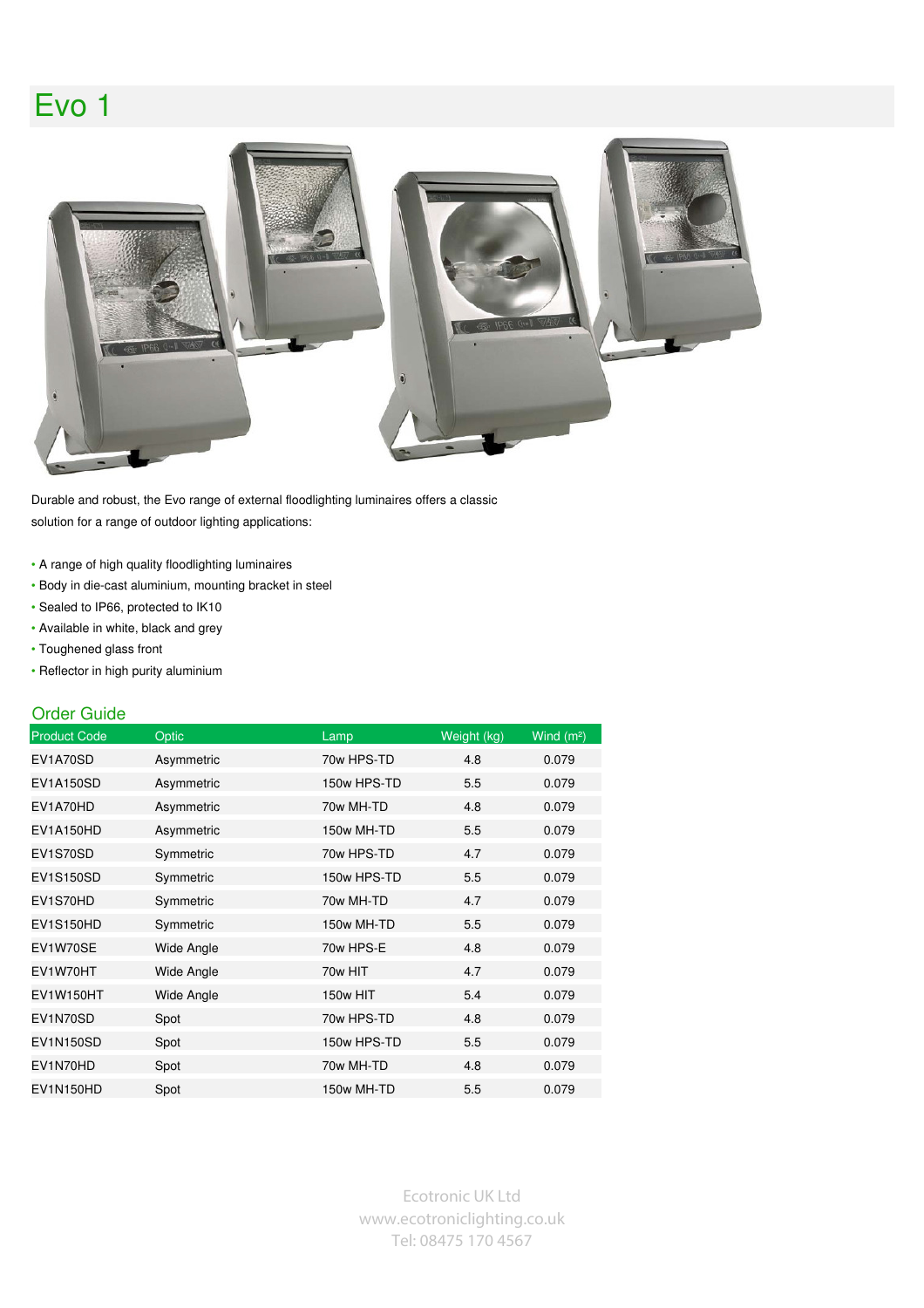# Evo 1

Durable and robust, the Evo range of external floodlighting luminaires offers a classic solution for a range of outdoor lighting applications:

- A range of high quality floodlighting luminaires
- Body in die-cast aluminium, mounting bracket in steel
- Sealed to IP66, protected to IK10
- Available in white, black and grey
- Toughened glass front
- Reflector in high purity aluminium

## Order Guide

| Product Code | Optic | Lamp | Weight (kg) | Wind ($m^2$) |
|---|---|---|---|---|
| EV1A70SD | Asymmetric | 70w HPS-TD | 4.8 | 0.079 |
| EV1A150SD | Asymmetric | 150w HPS-TD | 5.5 | 0.079 |
| EV1A70HD | Asymmetric | 70w MH-TD | 4.8 | 0.079 |
| EV1A150HD | Asymmetric | 150w MH-TD | 5.5 | 0.079 |
| EV1S70SD | Symmetric | 70w HPS-TD | 4.7 | 0.079 |
| EV1S150SD | Symmetric | 150w HPS-TD | 5.5 | 0.079 |
| EV1S70HD | Symmetric | 70w MH-TD | 4.7 | 0.079 |
| EV1S150HD | Symmetric | 150w MH-TD | 5.5 | 0.079 |
| EV1W70SE | Wide Angle | 70w HPS-E | 4.8 | 0.079 |
| EV1W70HT | Wide Angle | 70w HIT | 4.7 | 0.079 |
| EV1W150HT | Wide Angle | 150w HIT | 5.4 | 0.079 |
| EV1N70SD | Spot | 70w HPS-TD | 4.8 | 0.079 |
| EV1N150SD | Spot | 150w HPS-TD | 5.5 | 0.079 |
| EV1N70HD | Spot | 70w MH-TD | 4.8 | 0.079 |
| EV1N150HD | Spot | 150w MH-TD | 5.5 | 0.079 |

Ecotronic UK Ltd
www.ecotroniclighting.co.uk
Tel: 08475 170 4567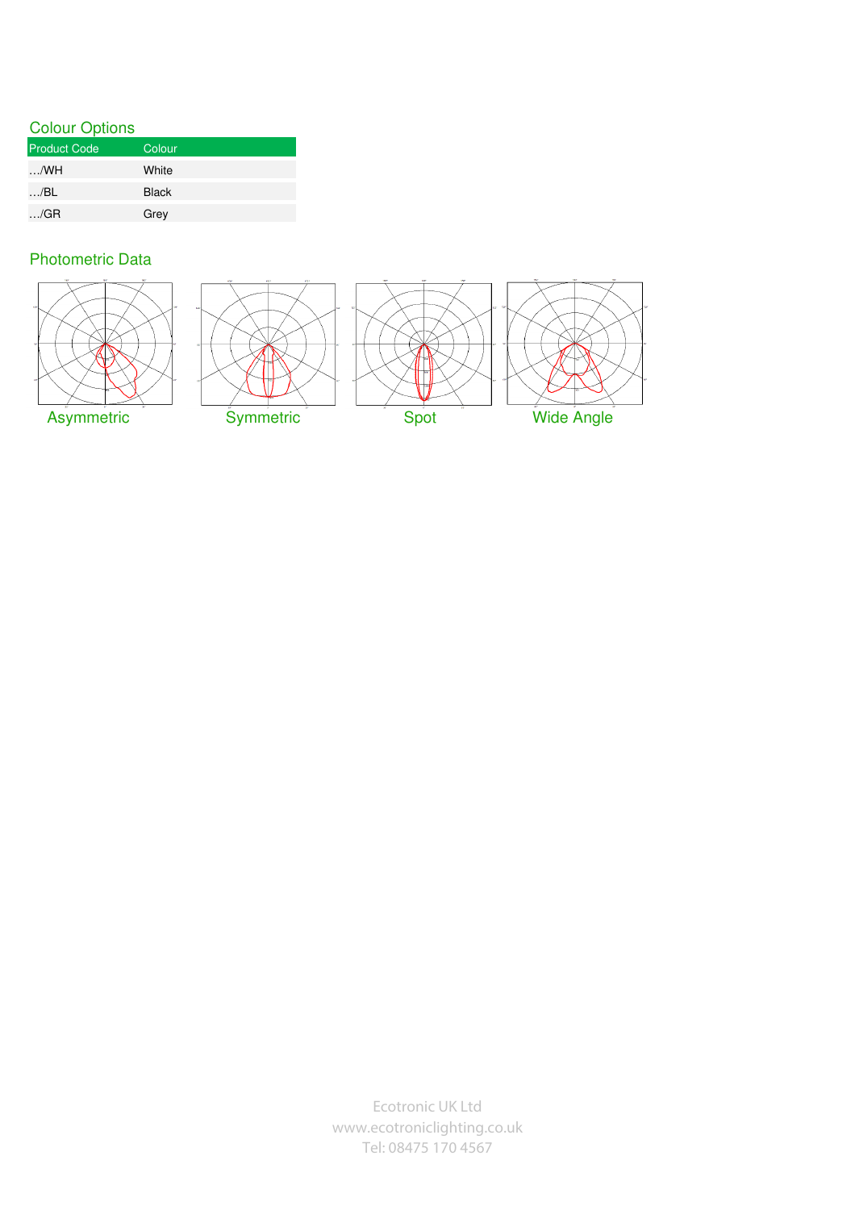## Colour Options

| Product Code | Colour |
|---|---|
| …/WH | White |
| …/BL | Black |
| …/GR | Grey |

## Photometric Data

Asymmetric

Symmetric

Spot

Wide Angle

Ecotronic UK Ltd
www.ecotroniclighting.co.uk
Tel: 08475 170 4567